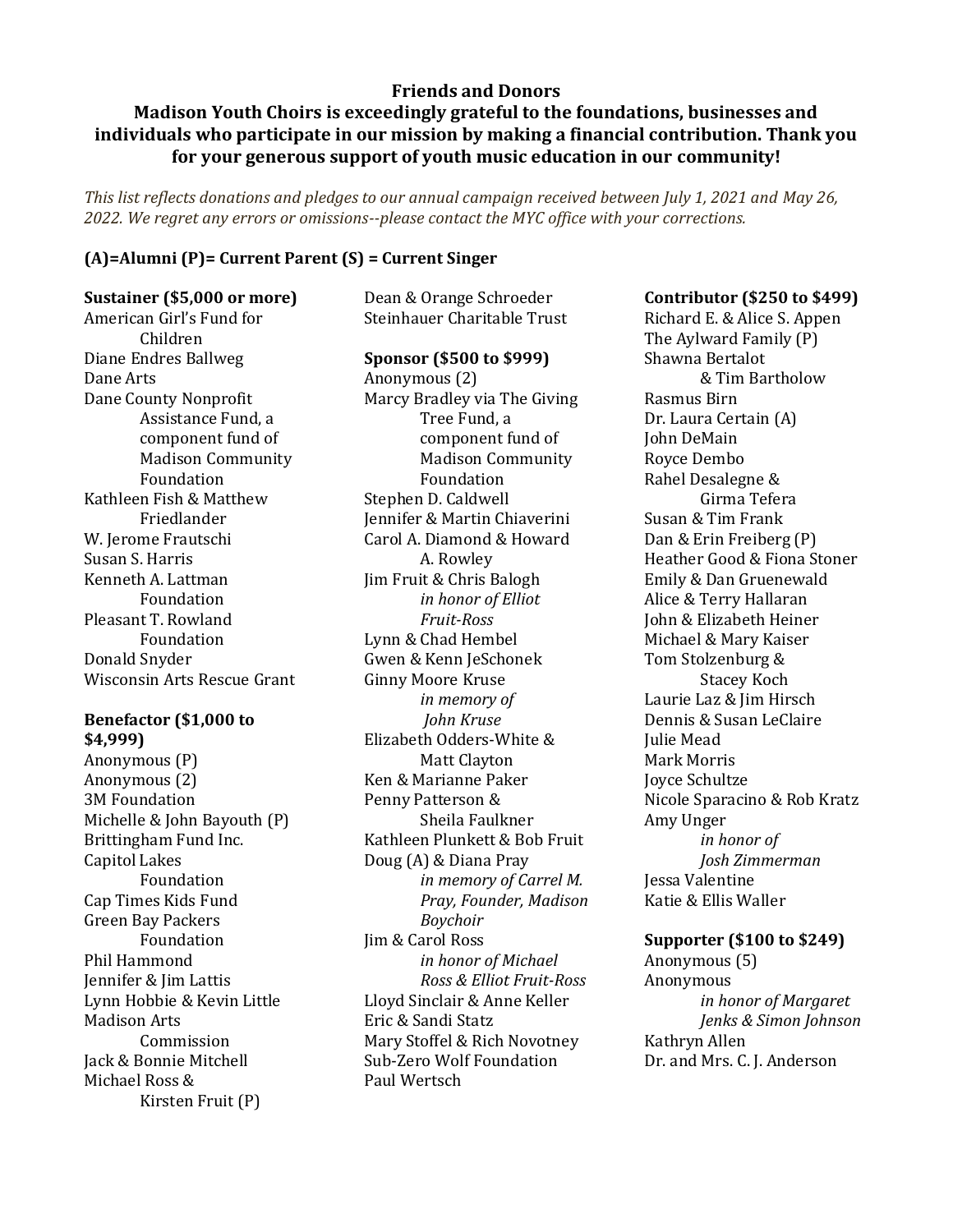## Friends and Donors

**Madison Youth Choirs is exceedingly grateful to the foundations, businesses and individuals who participate in our mission by making a financial contribution. Thank you for your generous support of youth music education in our community!**

*This list reflects donations and pledges to our annual campaign received between July 1, 2021 and May 26, 2022. We regret any errors or omissions--please contact the MYC office with your corrections.*

**(A)=Alumni (P)= Current Parent (S) = Current Singer**

### Sustainer ($5,000 or more)

American Girl's Fund for Children
Diane Endres Ballweg
Dane Arts
Dane County Nonprofit Assistance Fund, a component fund of Madison Community Foundation
Kathleen Fish & Matthew Friedlander
W. Jerome Frautschi
Susan S. Harris
Kenneth A. Lattman Foundation
Pleasant T. Rowland Foundation
Donald Snyder
Wisconsin Arts Rescue Grant

### Benefactor ($1,000 to $4,999)

Anonymous (P)
Anonymous (2)
3M Foundation
Michelle & John Bayouth (P)
Brittingham Fund Inc.
Capitol Lakes Foundation
Cap Times Kids Fund
Green Bay Packers Foundation
Phil Hammond
Jennifer & Jim Lattis
Lynn Hobbie & Kevin Little
Madison Arts Commission
Jack & Bonnie Mitchell
Michael Ross & Kirsten Fruit (P)
Dean & Orange Schroeder
Steinhauer Charitable Trust

### Sponsor ($500 to $999)

Anonymous (2)
Marcy Bradley via The Giving Tree Fund, a component fund of Madison Community Foundation
Stephen D. Caldwell
Jennifer & Martin Chiaverini
Carol A. Diamond & Howard A. Rowley
Jim Fruit & Chris Balogh *in honor of Elliot Fruit-Ross*
Lynn & Chad Hembel
Gwen & Kenn JeSchonek
Ginny Moore Kruse *in memory of John Kruse*
Elizabeth Odders-White & Matt Clayton
Ken & Marianne Paker
Penny Patterson & Sheila Faulkner
Kathleen Plunkett & Bob Fruit
Doug (A) & Diana Pray *in memory of Carrel M. Pray, Founder, Madison Boychoir*
Jim & Carol Ross *in honor of Michael Ross & Elliot Fruit-Ross*
Lloyd Sinclair & Anne Keller
Eric & Sandi Statz
Mary Stoffel & Rich Novotney
Sub-Zero Wolf Foundation
Paul Wertsch

### Contributor ($250 to $499)

Richard E. & Alice S. Appen
The Aylward Family (P)
Shawna Bertalot & Tim Bartholow
Rasmus Birn
Dr. Laura Certain (A)
John DeMain
Royce Dembo
Rahel Desalegne & Girma Tefera
Susan & Tim Frank
Dan & Erin Freiberg (P)
Heather Good & Fiona Stoner
Emily & Dan Gruenewald
Alice & Terry Hallaran
John & Elizabeth Heiner
Michael & Mary Kaiser
Tom Stolzenburg & Stacey Koch
Laurie Laz & Jim Hirsch
Dennis & Susan LeClaire
Julie Mead
Mark Morris
Joyce Schultze
Nicole Sparacino & Rob Kratz
Amy Unger *in honor of Josh Zimmerman*
Jessa Valentine
Katie & Ellis Waller

### Supporter ($100 to $249)

Anonymous (5)
Anonymous *in honor of Margaret Jenks & Simon Johnson*
Kathryn Allen
Dr. and Mrs. C. J. Anderson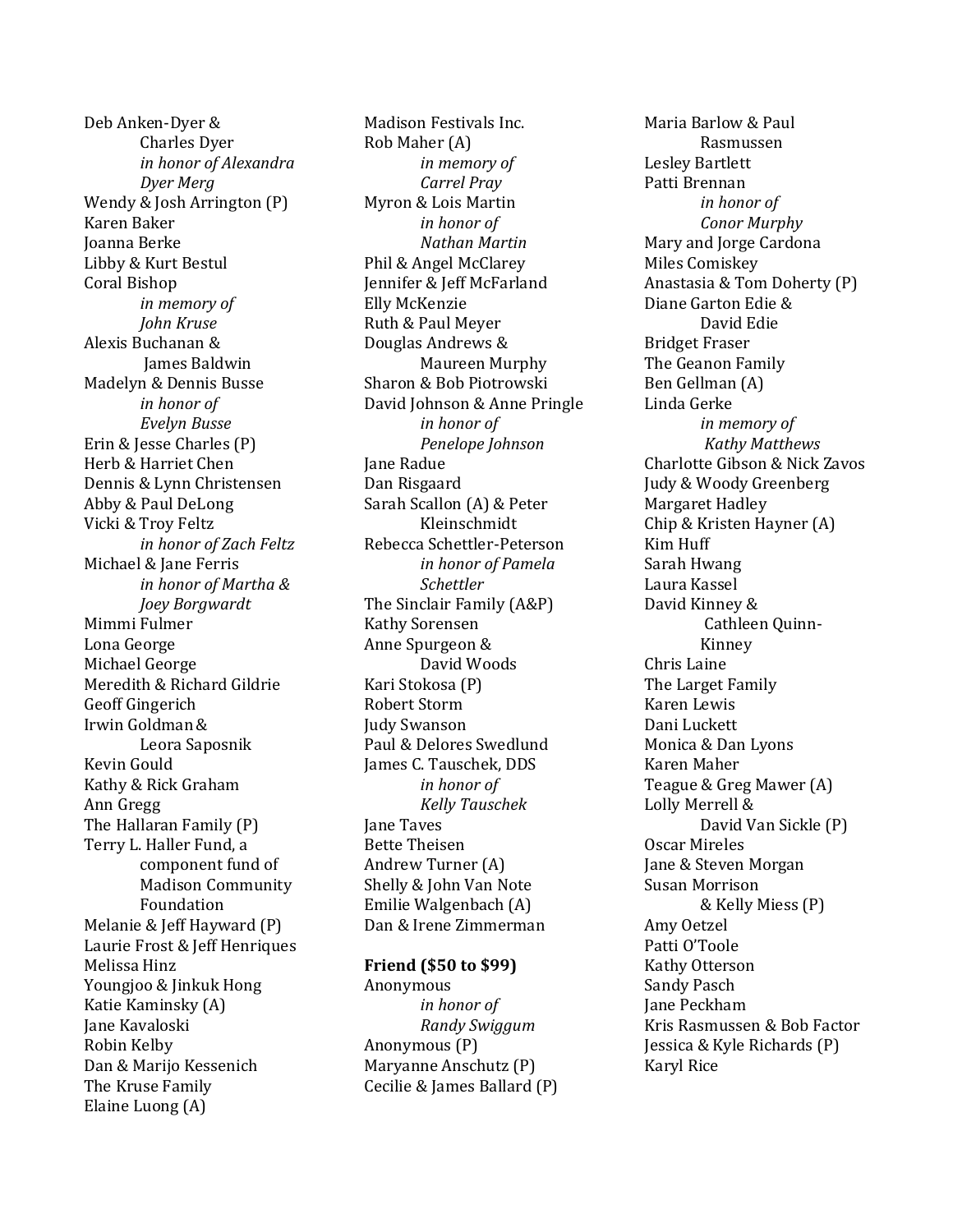Deb Anken-Dyer & Charles Dyer
*in honor of Alexandra Dyer Merg*
Wendy & Josh Arrington (P)
Karen Baker
Joanna Berke
Libby & Kurt Bestul
Coral Bishop
*in memory of John Kruse*
Alexis Buchanan & James Baldwin
Madelyn & Dennis Busse
*in honor of Evelyn Busse*
Erin & Jesse Charles (P)
Herb & Harriet Chen
Dennis & Lynn Christensen
Abby & Paul DeLong
Vicki & Troy Feltz
*in honor of Zach Feltz*
Michael & Jane Ferris
*in honor of Martha & Joey Borgwardt*
Mimmi Fulmer
Lona George
Michael George
Meredith & Richard Gildrie
Geoff Gingerich
Irwin Goldman & Leora Saposnik
Kevin Gould
Kathy & Rick Graham
Ann Gregg
The Hallaran Family (P)
Terry L. Haller Fund, a component fund of Madison Community Foundation
Melanie & Jeff Hayward (P)
Laurie Frost & Jeff Henriques
Melissa Hinz
Youngjoo & Jinkuk Hong
Katie Kaminsky (A)
Jane Kavaloski
Robin Kelby
Dan & Marijo Kessenich
The Kruse Family
Elaine Luong (A)
Madison Festivals Inc.
Rob Maher (A)
*in memory of Carrel Pray*
Myron & Lois Martin
*in honor of Nathan Martin*
Phil & Angel McClarey
Jennifer & Jeff McFarland
Elly McKenzie
Ruth & Paul Meyer
Douglas Andrews & Maureen Murphy
Sharon & Bob Piotrowski
David Johnson & Anne Pringle
*in honor of Penelope Johnson*
Jane Radue
Dan Risgaard
Sarah Scallon (A) & Peter Kleinschmidt
Rebecca Schettler-Peterson
*in honor of Pamela Schettler*
The Sinclair Family (A&P)
Kathy Sorensen
Anne Spurgeon & David Woods
Kari Stokosa (P)
Robert Storm
Judy Swanson
Paul & Delores Swedlund
James C. Tauschek, DDS
*in honor of Kelly Tauschek*
Jane Taves
Bette Theisen
Andrew Turner (A)
Shelly & John Van Note
Emilie Walgenbach (A)
Dan & Irene Zimmerman

**Friend ($50 to $99)**

Anonymous
*in honor of Randy Swiggum*
Anonymous (P)
Maryanne Anschutz (P)
Cecilie & James Ballard (P)
Maria Barlow & Paul Rasmussen
Lesley Bartlett
Patti Brennan
*in honor of Conor Murphy*
Mary and Jorge Cardona
Miles Comiskey
Anastasia & Tom Doherty (P)
Diane Garton Edie & David Edie
Bridget Fraser
The Geanon Family
Ben Gellman (A)
Linda Gerke
*in memory of Kathy Matthews*
Charlotte Gibson & Nick Zavos
Judy & Woody Greenberg
Margaret Hadley
Chip & Kristen Hayner (A)
Kim Huff
Sarah Hwang
Laura Kassel
David Kinney & Cathleen Quinn-Kinney
Chris Laine
The Larget Family
Karen Lewis
Dani Luckett
Monica & Dan Lyons
Karen Maher
Teague & Greg Mawer (A)
Lolly Merrell & David Van Sickle (P)
Oscar Mireles
Jane & Steven Morgan
Susan Morrison & Kelly Miess (P)
Amy Oetzel
Patti O'Toole
Kathy Otterson
Sandy Pasch
Jane Peckham
Kris Rasmussen & Bob Factor
Jessica & Kyle Richards (P)
Karyl Rice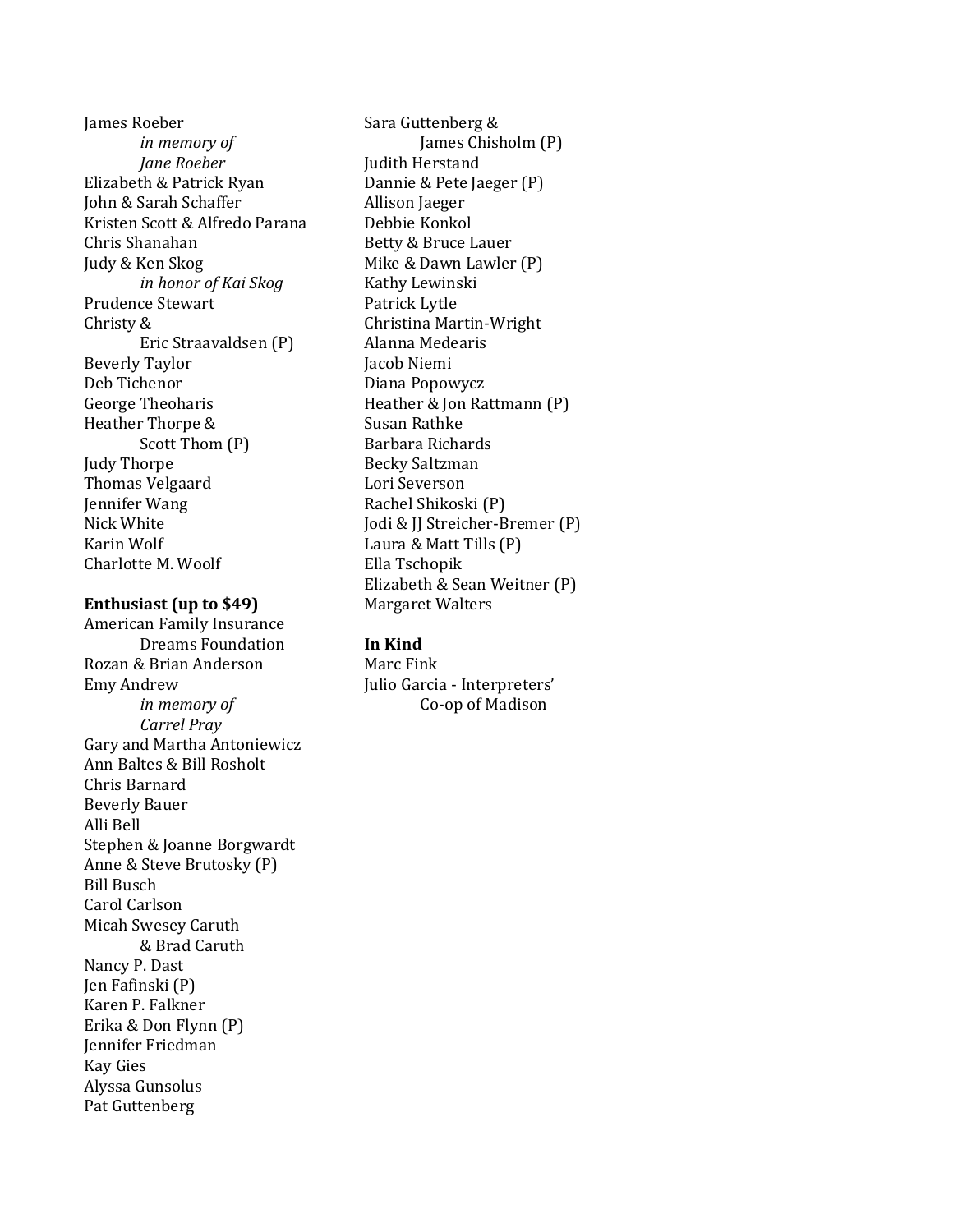James Roeber
*in memory of*
*Jane Roeber*
Elizabeth & Patrick Ryan
John & Sarah Schaffer
Kristen Scott & Alfredo Parana
Chris Shanahan
Judy & Ken Skog
*in honor of Kai Skog*
Prudence Stewart
Christy &
Eric Straavaldsen (P)
Beverly Taylor
Deb Tichenor
George Theoharis
Heather Thorpe &
Scott Thom (P)
Judy Thorpe
Thomas Velgaard
Jennifer Wang
Nick White
Karin Wolf
Charlotte M. Woolf

**Enthusiast (up to $49)**

American Family Insurance
Dreams Foundation
Rozan & Brian Anderson
Emy Andrew
*in memory of*
*Carrel Pray*
Gary and Martha Antoniewicz
Ann Baltes & Bill Rosholt
Chris Barnard
Beverly Bauer
Alli Bell
Stephen & Joanne Borgwardt
Anne & Steve Brutosky (P)
Bill Busch
Carol Carlson
Micah Swesey Caruth
& Brad Caruth
Nancy P. Dast
Jen Fafinski (P)
Karen P. Falkner
Erika & Don Flynn (P)
Jennifer Friedman
Kay Gies
Alyssa Gunsolus
Pat Guttenberg
Sara Guttenberg &
James Chisholm (P)
Judith Herstand
Dannie & Pete Jaeger (P)
Allison Jaeger
Debbie Konkol
Betty & Bruce Lauer
Mike & Dawn Lawler (P)
Kathy Lewinski
Patrick Lytle
Christina Martin-Wright
Alanna Medearis
Jacob Niemi
Diana Popowycz
Heather & Jon Rattmann (P)
Susan Rathke
Barbara Richards
Becky Saltzman
Lori Severson
Rachel Shikoski (P)
Jodi & JJ Streicher-Bremer (P)
Laura & Matt Tills (P)
Ella Tschopik
Elizabeth & Sean Weitner (P)
Margaret Walters

**In Kind**

Marc Fink
Julio Garcia - Interpreters'
Co-op of Madison